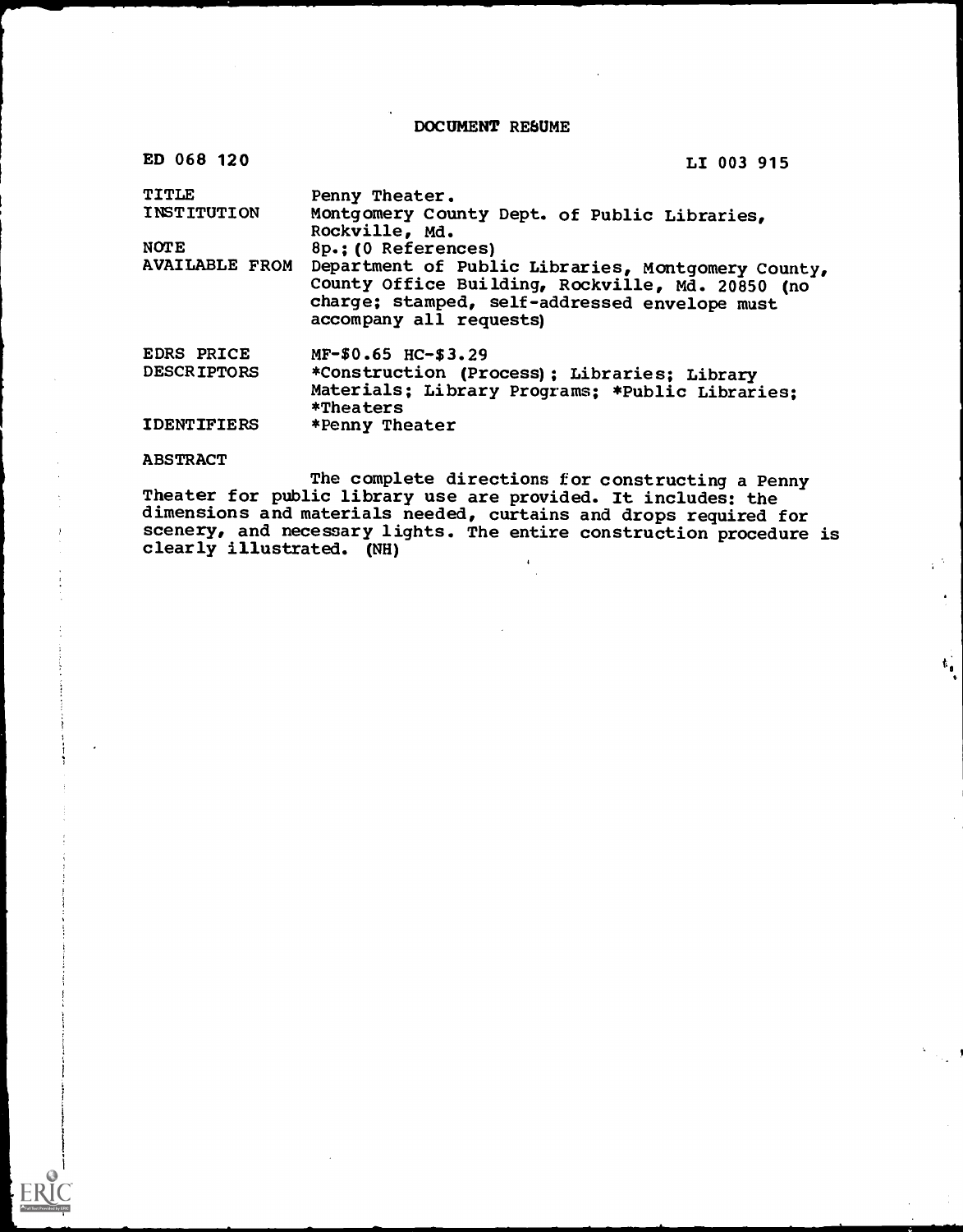# DOCUMENT RESUME

ED 068 120 | LI 003 915

| | |
|---|---|
| TITLE | Penny Theater. |
| INSTITUTION | Montgomery County Dept. of Public Libraries, Rockville, Md. |
| NOTE | 8p.; (0 References) |
| AVAILABLE FROM | Department of Public Libraries, Montgomery County, County Office Building, Rockville, Md. 20850 (no charge; stamped, self-addressed envelope must accompany all requests) |
| EDRS PRICE | MF-$0.65 HC-$3.29 |
| DESCRIPTORS | *Construction (Process); Libraries; Library Materials; Library Programs; *Public Libraries; *Theaters |
| IDENTIFIERS | *Penny Theater |

ABSTRACT

The complete directions for constructing a Penny Theater for public library use are provided. It includes: the dimensions and materials needed, curtains and drops required for scenery, and necessary lights. The entire construction procedure is clearly illustrated. (NH)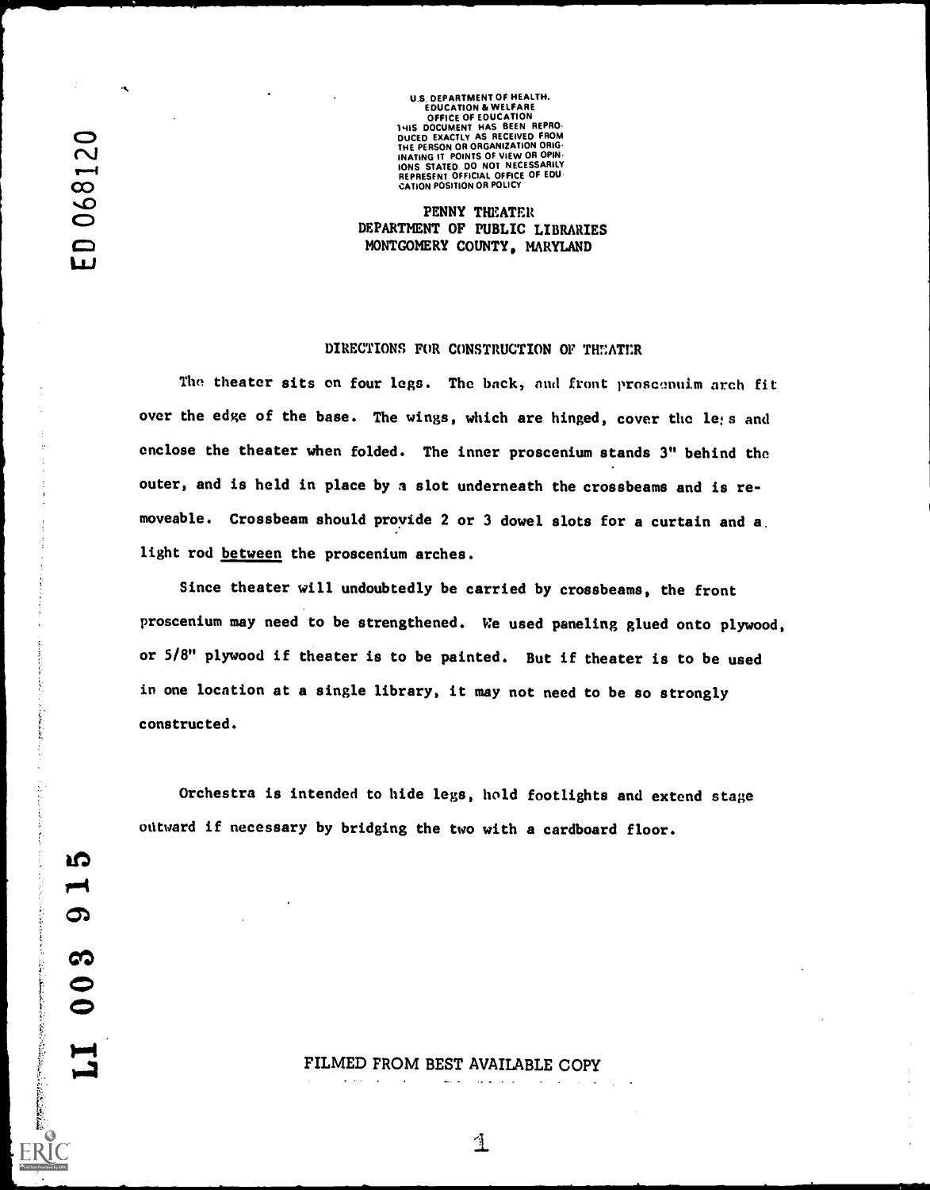U.S. DEPARTMENT OF HEALTH, EDUCATION & WELFARE
OFFICE OF EDUCATION
THIS DOCUMENT HAS BEEN REPRODUCED EXACTLY AS RECEIVED FROM THE PERSON OR ORGANIZATION ORIGINATING IT. POINTS OF VIEW OR OPINIONS STATED DO NOT NECESSARILY REPRESENT OFFICIAL OFFICE OF EDUCATION POSITION OR POLICY

ED 068120

PENNY THEATER
DEPARTMENT OF PUBLIC LIBRARIES
MONTGOMERY COUNTY, MARYLAND

## DIRECTIONS FOR CONSTRUCTION OF THEATER

The theater sits on four legs. The back, and front prosceniuim arch fit over the edge of the base. The wings, which are hinged, cover the legs and enclose the theater when folded. The inner proscenium stands 3" behind the outer, and is held in place by a slot underneath the crossbeams and is removeable. Crossbeam should provide 2 or 3 dowel slots for a curtain and a light rod between the proscenium arches.

Since theater will undoubtedly be carried by crossbeams, the front proscenium may need to be strengthened. We used paneling glued onto plywood, or 5/8" plywood if theater is to be painted. But if theater is to be used in one location at a single library, it may not need to be so strongly constructed.

Orchestra is intended to hide legs, hold footlights and extend stage outward if necessary by bridging the two with a cardboard floor.

LI 003 915

FILMED FROM BEST AVAILABLE COPY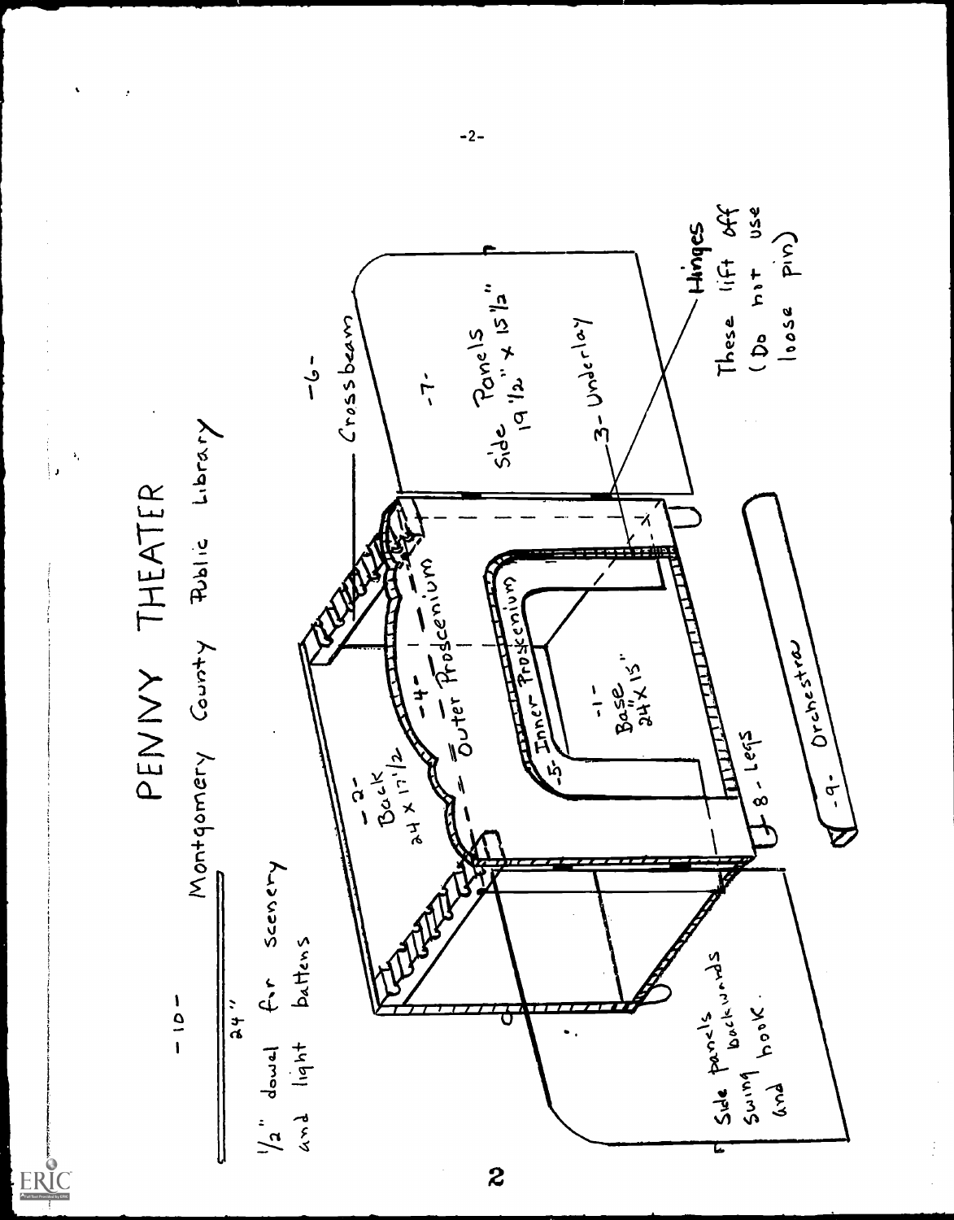# PENNY THEATER

Montgomery County Public Library

-10-

24"

1/2" dowel for scenery and light battens

-6- Crossbeam

-7- Side Panels 19 1/2" x 15 1/2"

3- Underlay

Hinges

These lift off (Do not use loose pin)

-2- Back 24 x 17 1/2

-4- Outer Proscenium

-5- Inner Proscenium

-1- Base 24" x 15"

8 - Legs

-9- Orchestra

Side panels swing backwards and hook.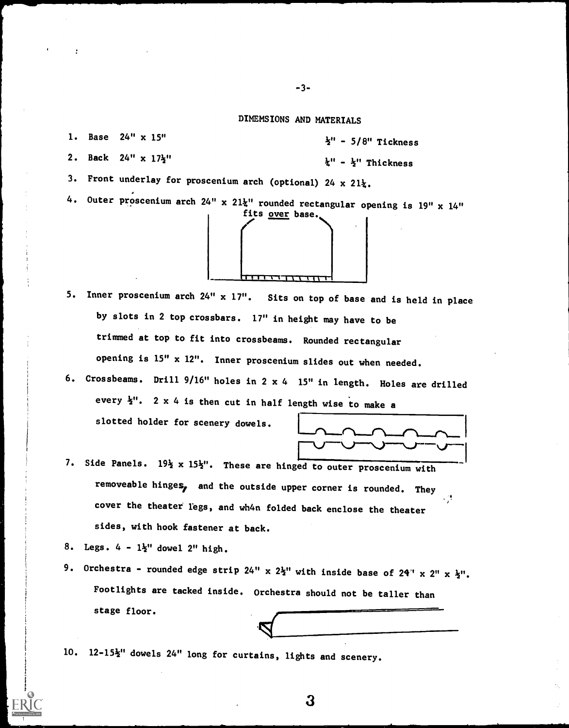## DIMEMSIONS AND MATERIALS

1. Base 24" x 15" ½" - 5/8" Tickness
2. Back 24" x 17½" ¼" - ½" Thickness
3. Front underlay for proscenium arch (optional) 24 x 21¼.
4. Outer proscenium arch 24" x 21¼" rounded rectangular opening is 19" x 14" fits over base.
5. Inner proscenium arch 24" x 17". Sits on top of base and is held in place by slots in 2 top crossbars. 17" in height may have to be trimmed at top to fit into crossbeams. Rounded rectangular opening is 15" x 12". Inner proscenium slides out when needed.
6. Crossbeams. Drill 9/16" holes in 2 x 4 15" in length. Holes are drilled every ½". 2 x 4 is then cut in half length wise to make a slotted holder for scenery dowels.
7. Side Panels. 19½ x 15½". These are hinged to outer proscenium with removeable hinges, and the outside upper corner is rounded. They cover the theater legs, and wh4n folded back enclose the theater sides, with hook fastener at back.
8. Legs. 4 - 1½" dowel 2" high.
9. Orchestra - rounded edge strip 24" x 2½" with inside base of 24" x 2" x ½". Footlights are tacked inside. Orchestra should not be taller than stage floor.
10. 12-15½" dowels 24" long for curtains, lights and scenery.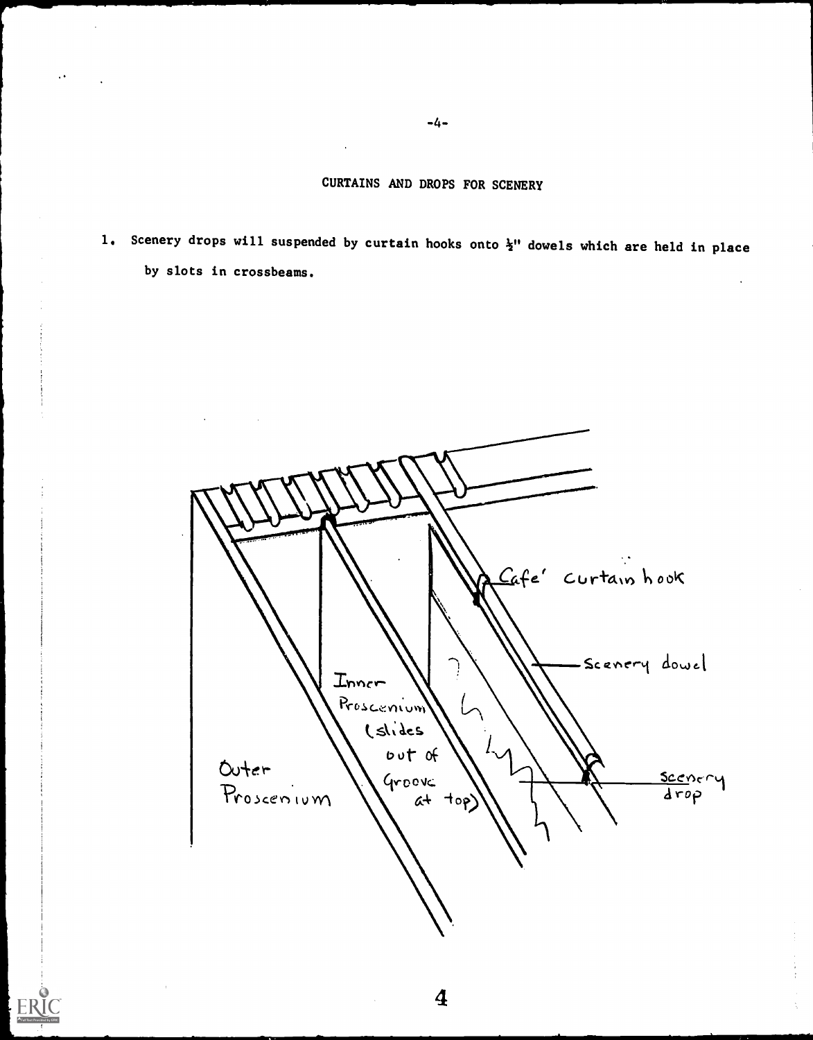# CURTAINS AND DROPS FOR SCENERY

1. Scenery drops will suspended by curtain hooks onto ½" dowels which are held in place by slots in crossbeams.

Cafe' curtain hook

Scenery dowel

Inner Proscenium (slides out of Groove at top)

Outer Proscenium

Scenery drop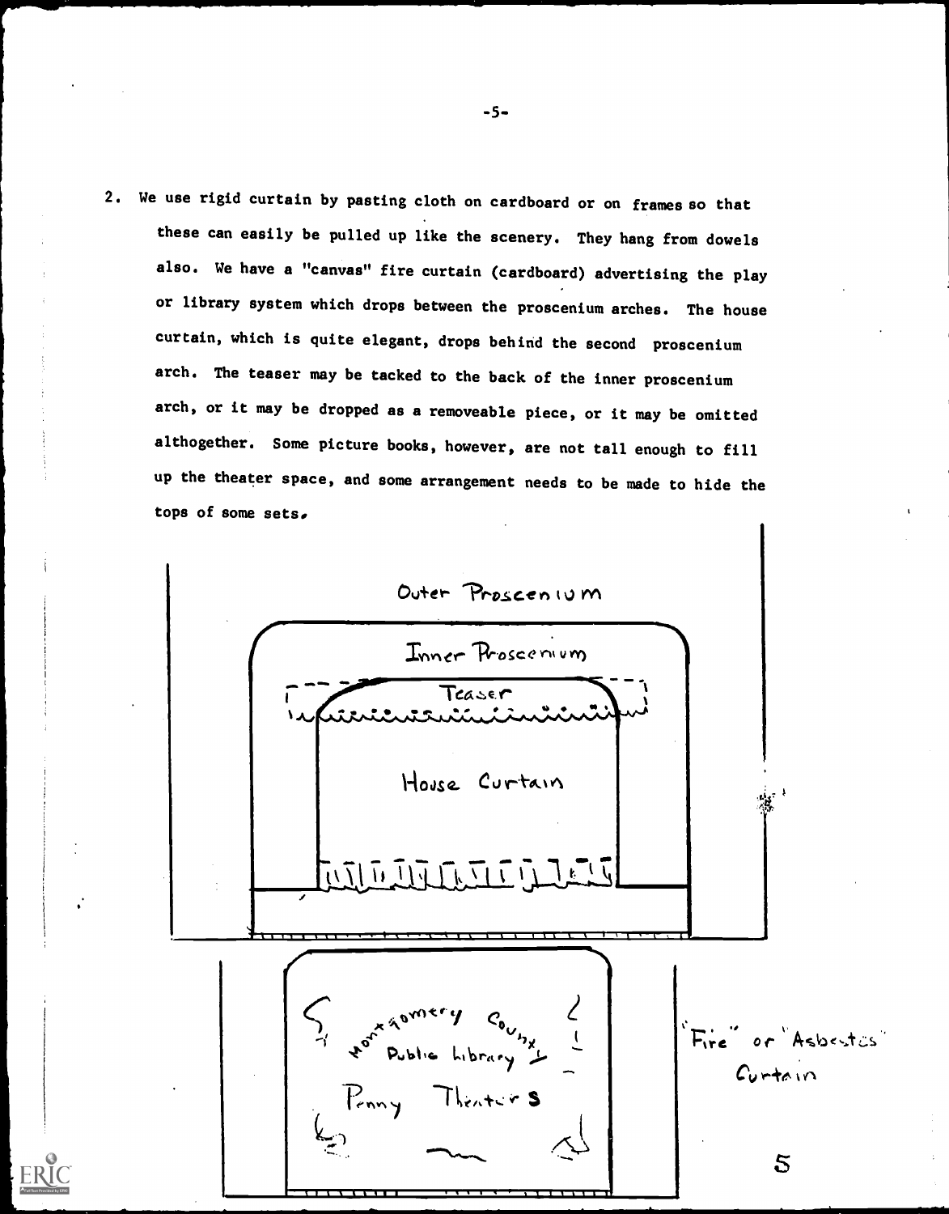2. We use rigid curtain by pasting cloth on cardboard or on frames so that these can easily be pulled up like the scenery. They hang from dowels also. We have a "canvas" fire curtain (cardboard) advertising the play or library system which drops between the proscenium arches. The house curtain, which is quite elegant, drops behind the second proscenium arch. The teaser may be tacked to the back of the inner proscenium arch, or it may be dropped as a removeable piece, or it may be omitted althogether. Some picture books, however, are not tall enough to fill up the theater space, and some arrangement needs to be made to hide the tops of some sets.

Outer Proscenium

Inner Proscenium

Teaser

House Curtain

Montgomery County Public Library Penny Theaters

"Fire" or "Asbestos" Curtain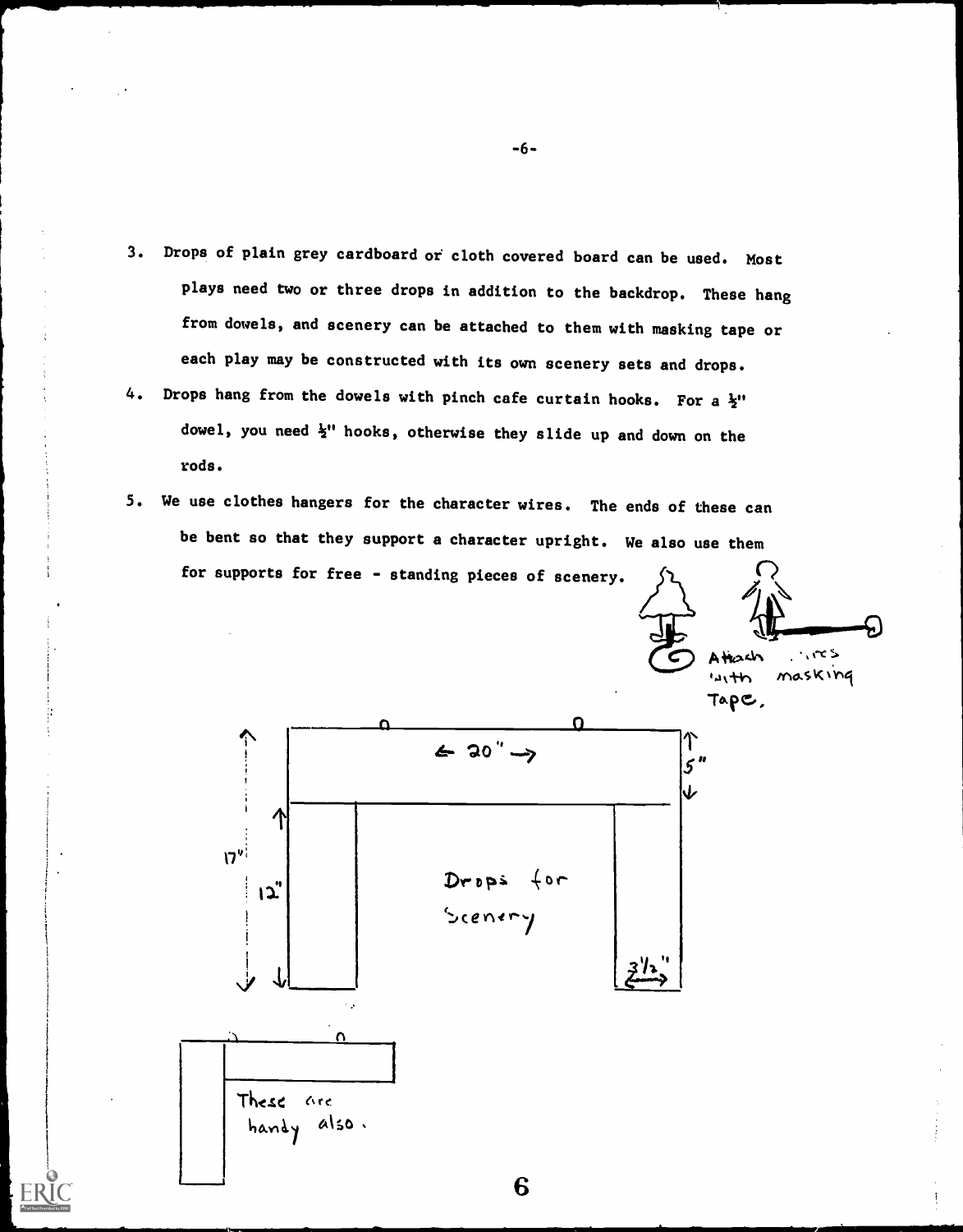3. Drops of plain grey cardboard or cloth covered board can be used. Most plays need two or three drops in addition to the backdrop. These hang from dowels, and scenery can be attached to them with masking tape or each play may be constructed with its own scenery sets and drops.
4. Drops hang from the dowels with pinch cafe curtain hooks. For a ½" dowel, you need ½" hooks, otherwise they slide up and down on the rods.
5. We use clothes hangers for the character wires. The ends of these can be bent so that they support a character upright. We also use them for supports for free - standing pieces of scenery.

Attach wires with masking Tape.

← 20" →

5"

17"

12"

Drops for Scenery

3½"

These are handy also.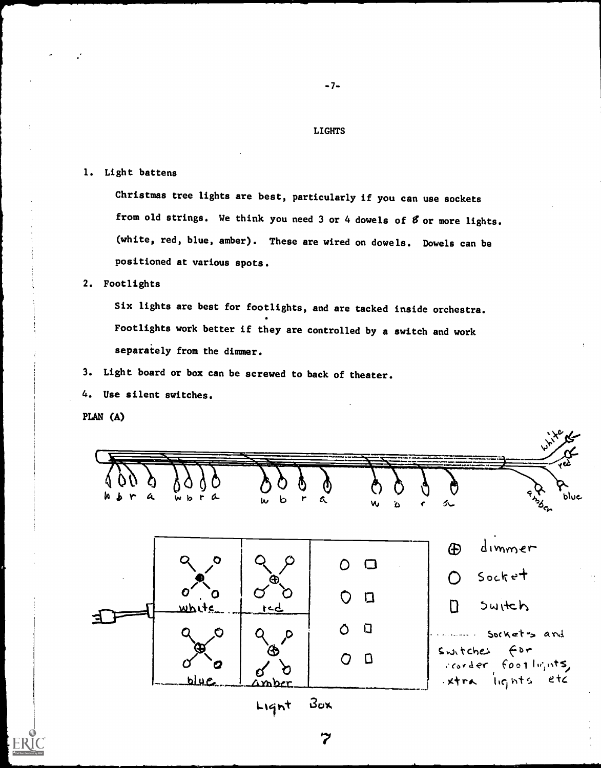# LIGHTS

1. Light battens

   Christmas tree lights are best, particularly if you can use sockets from old strings. We think you need 3 or 4 dowels of 8 or more lights. (white, red, blue, amber). These are wired on dowels. Dowels can be positioned at various spots.

2. Footlights

   Six lights are best for footlights, and are tacked inside orchestra. Footlights work better if they are controlled by a switch and work separately from the dimmer.

3. Light board or box can be screwed to back of theater.

4. Use silent switches.

PLAN (A)

w b r a w b r a w b r a w b r a

white red amber blue

white red blue amber

⊕ dimmer

○ Socket

▯ Switch

Sockets and switches for border footlights, extra lights etc

Light Box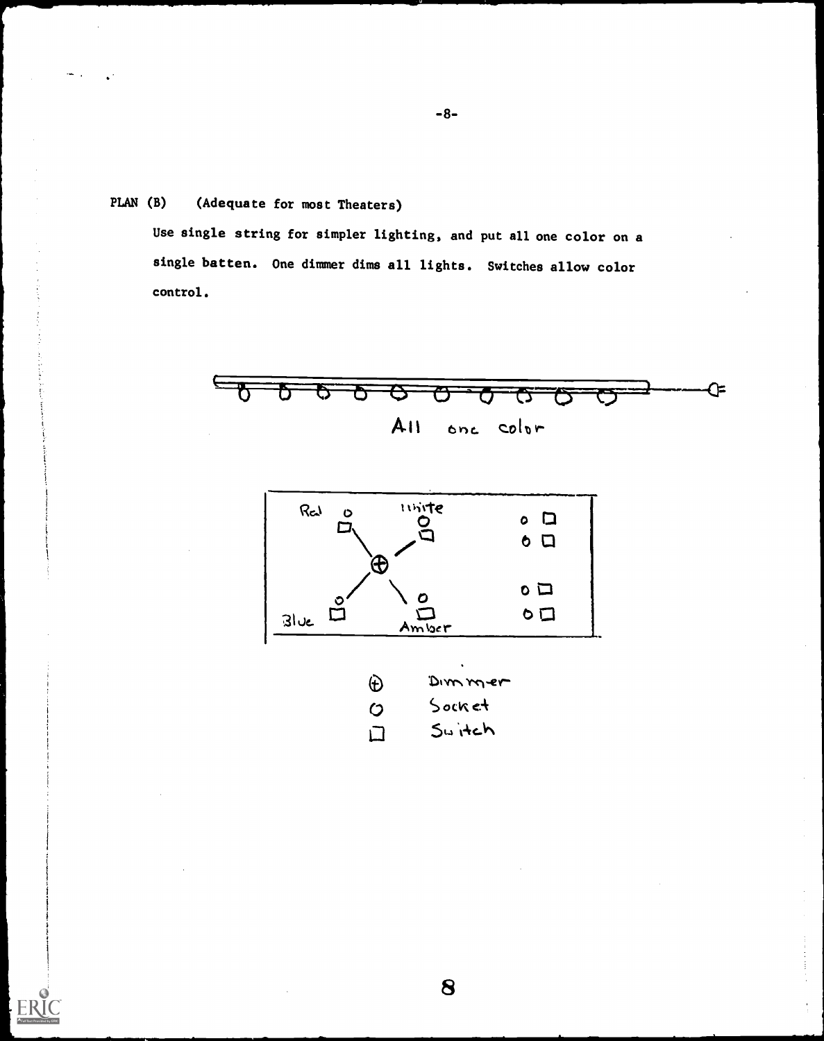PLAN (B) (Adequate for most Theaters)

Use single string for simpler lighting, and put all one color on a single batten. One dimmer dims all lights. Switches allow color control.

All one color

Red

White

Blue

Amber

Dimmer

Socket

Switch